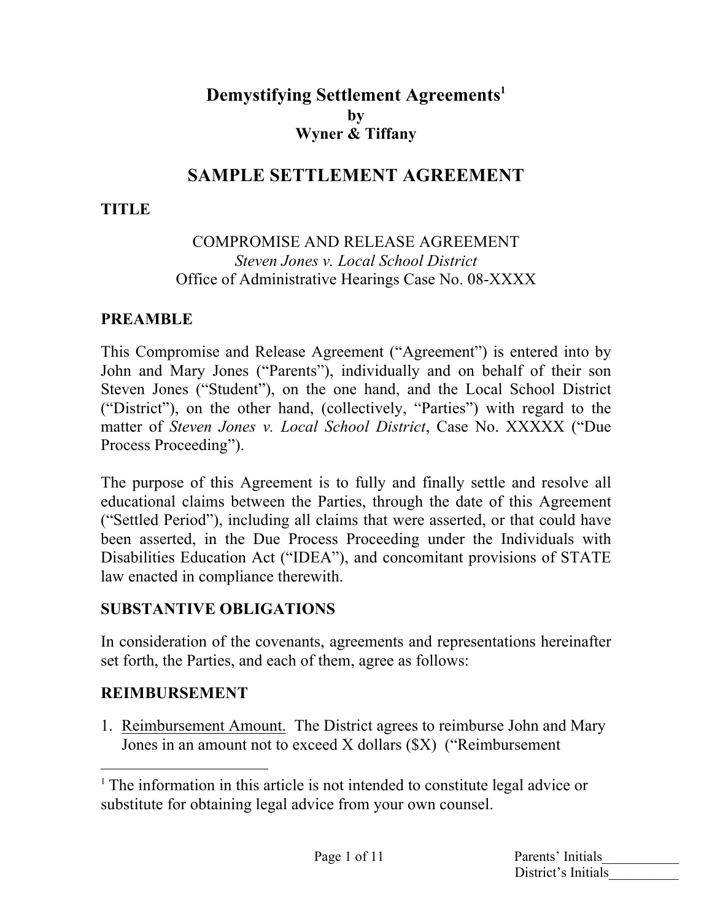# Demystifying Settlement Agreements[1]

**by**

**Wyner & Tiffany**

## SAMPLE SETTLEMENT AGREEMENT

### TITLE

COMPROMISE AND RELEASE AGREEMENT
*Steven Jones v. Local School District*
Office of Administrative Hearings Case No. 08-XXXX

### PREAMBLE

This Compromise and Release Agreement ("Agreement") is entered into by John and Mary Jones ("Parents"), individually and on behalf of their son Steven Jones ("Student"), on the one hand, and the Local School District ("District"), on the other hand, (collectively, "Parties") with regard to the matter of *Steven Jones v. Local School District*, Case No. XXXXX ("Due Process Proceeding").

The purpose of this Agreement is to fully and finally settle and resolve all educational claims between the Parties, through the date of this Agreement ("Settled Period"), including all claims that were asserted, or that could have been asserted, in the Due Process Proceeding under the Individuals with Disabilities Education Act ("IDEA"), and concomitant provisions of STATE law enacted in compliance therewith.

### SUBSTANTIVE OBLIGATIONS

In consideration of the covenants, agreements and representations hereinafter set forth, the Parties, and each of them, agree as follows:

### REIMBURSEMENT

1. Reimbursement Amount. The District agrees to reimburse John and Mary Jones in an amount not to exceed X dollars ($X) ("Reimbursement

---

[1] The information in this article is not intended to constitute legal advice or substitute for obtaining legal advice from your own counsel.

Parents' Initials\_\_\_\_\_\_\_\_\_\_\_
District's Initials\_\_\_\_\_\_\_\_\_\_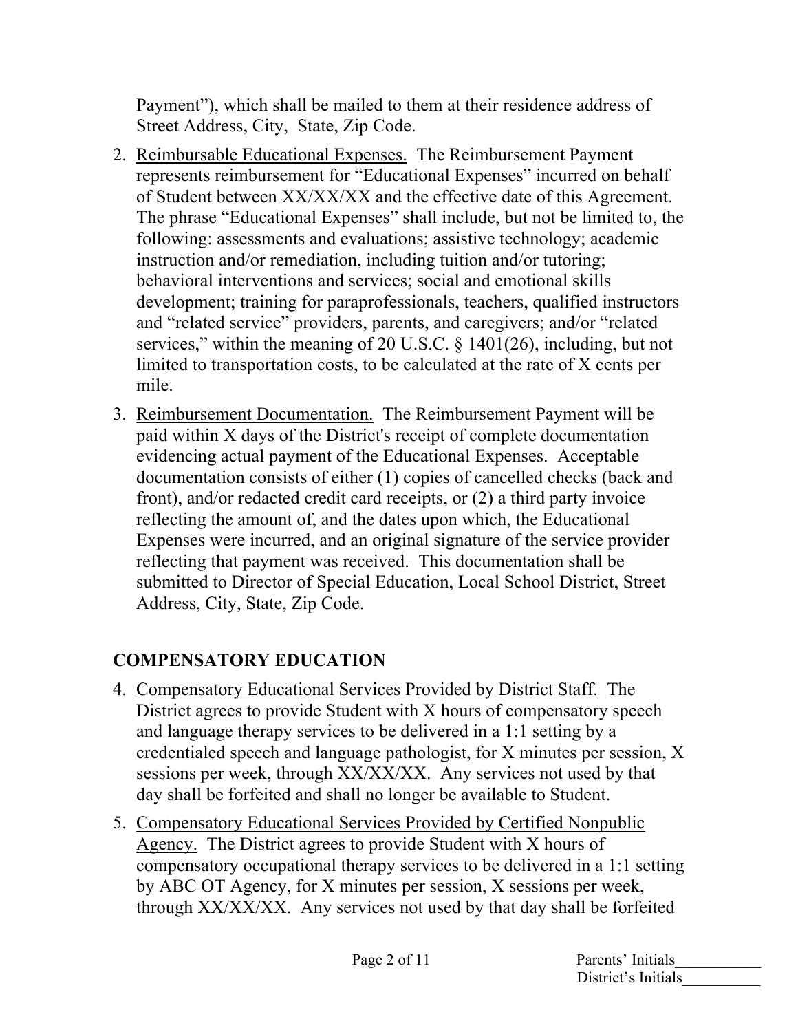Payment"), which shall be mailed to them at their residence address of Street Address, City, State, Zip Code.

2. <u>Reimbursable Educational Expenses.</u> The Reimbursement Payment represents reimbursement for "Educational Expenses" incurred on behalf of Student between XX/XX/XX and the effective date of this Agreement. The phrase "Educational Expenses" shall include, but not be limited to, the following: assessments and evaluations; assistive technology; academic instruction and/or remediation, including tuition and/or tutoring; behavioral interventions and services; social and emotional skills development; training for paraprofessionals, teachers, qualified instructors and "related service" providers, parents, and caregivers; and/or "related services," within the meaning of 20 U.S.C. § 1401(26), including, but not limited to transportation costs, to be calculated at the rate of X cents per mile.

3. <u>Reimbursement Documentation.</u> The Reimbursement Payment will be paid within X days of the District's receipt of complete documentation evidencing actual payment of the Educational Expenses. Acceptable documentation consists of either (1) copies of cancelled checks (back and front), and/or redacted credit card receipts, or (2) a third party invoice reflecting the amount of, and the dates upon which, the Educational Expenses were incurred, and an original signature of the service provider reflecting that payment was received. This documentation shall be submitted to Director of Special Education, Local School District, Street Address, City, State, Zip Code.

## COMPENSATORY EDUCATION

4. <u>Compensatory Educational Services Provided by District Staff.</u> The District agrees to provide Student with X hours of compensatory speech and language therapy services to be delivered in a 1:1 setting by a credentialed speech and language pathologist, for X minutes per session, X sessions per week, through XX/XX/XX. Any services not used by that day shall be forfeited and shall no longer be available to Student.

5. <u>Compensatory Educational Services Provided by Certified Nonpublic Agency.</u> The District agrees to provide Student with X hours of compensatory occupational therapy services to be delivered in a 1:1 setting by ABC OT Agency, for X minutes per session, X sessions per week, through XX/XX/XX. Any services not used by that day shall be forfeited

Parents' Initials\_\_\_\_\_\_\_\_\_\_\_
District's Initials\_\_\_\_\_\_\_\_\_\_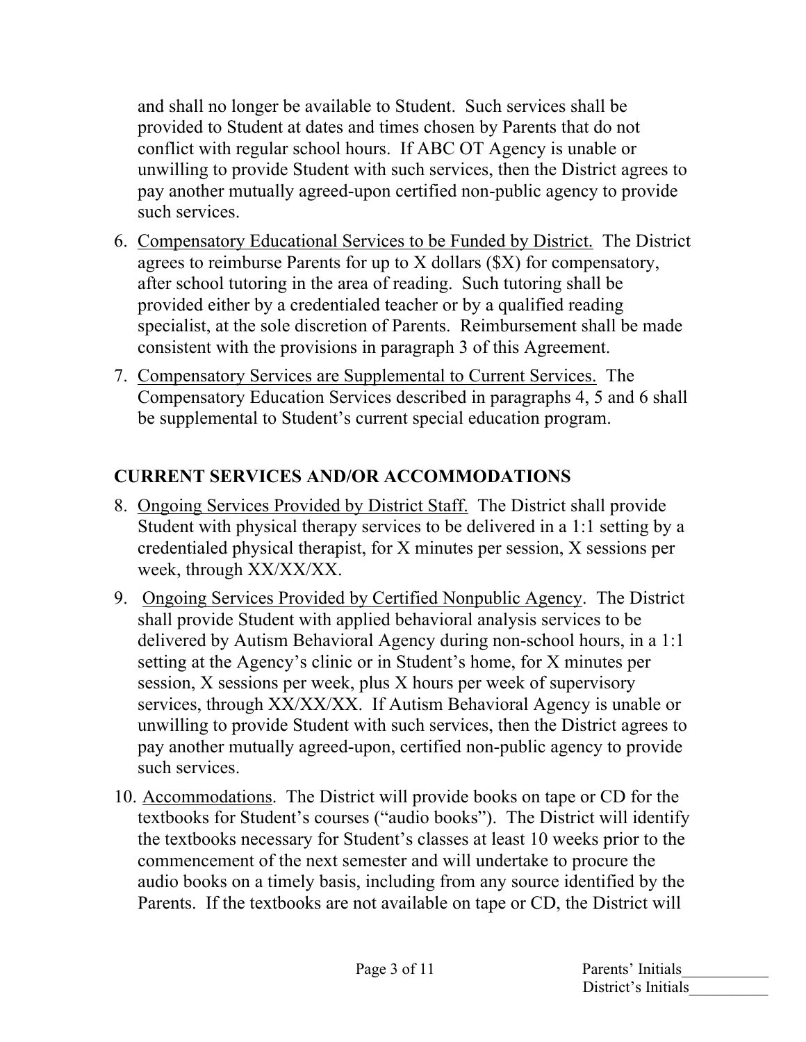and shall no longer be available to Student. Such services shall be provided to Student at dates and times chosen by Parents that do not conflict with regular school hours. If ABC OT Agency is unable or unwilling to provide Student with such services, then the District agrees to pay another mutually agreed-upon certified non-public agency to provide such services.

6. <u>Compensatory Educational Services to be Funded by District.</u> The District agrees to reimburse Parents for up to X dollars ($X) for compensatory, after school tutoring in the area of reading. Such tutoring shall be provided either by a credentialed teacher or by a qualified reading specialist, at the sole discretion of Parents. Reimbursement shall be made consistent with the provisions in paragraph 3 of this Agreement.
7. <u>Compensatory Services are Supplemental to Current Services.</u> The Compensatory Education Services described in paragraphs 4, 5 and 6 shall be supplemental to Student's current special education program.

## CURRENT SERVICES AND/OR ACCOMMODATIONS

8. <u>Ongoing Services Provided by District Staff.</u> The District shall provide Student with physical therapy services to be delivered in a 1:1 setting by a credentialed physical therapist, for X minutes per session, X sessions per week, through XX/XX/XX.
9. <u>Ongoing Services Provided by Certified Nonpublic Agency</u>. The District shall provide Student with applied behavioral analysis services to be delivered by Autism Behavioral Agency during non-school hours, in a 1:1 setting at the Agency's clinic or in Student's home, for X minutes per session, X sessions per week, plus X hours per week of supervisory services, through XX/XX/XX. If Autism Behavioral Agency is unable or unwilling to provide Student with such services, then the District agrees to pay another mutually agreed-upon, certified non-public agency to provide such services.
10. <u>Accommodations</u>. The District will provide books on tape or CD for the textbooks for Student's courses ("audio books"). The District will identify the textbooks necessary for Student's classes at least 10 weeks prior to the commencement of the next semester and will undertake to procure the audio books on a timely basis, including from any source identified by the Parents. If the textbooks are not available on tape or CD, the District will

Parents' Initials___________
District's Initials__________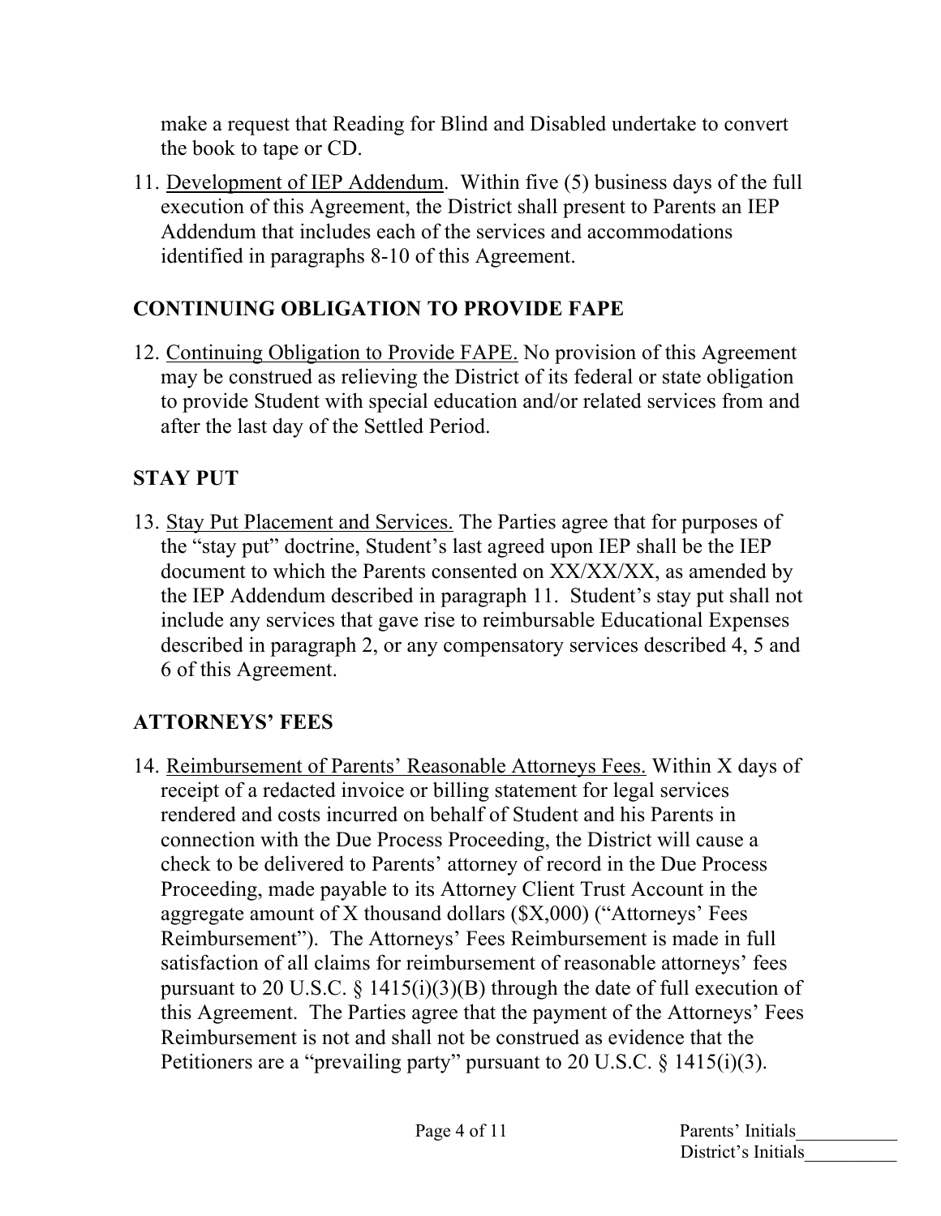make a request that Reading for Blind and Disabled undertake to convert the book to tape or CD.

11. Development of IEP Addendum. Within five (5) business days of the full execution of this Agreement, the District shall present to Parents an IEP Addendum that includes each of the services and accommodations identified in paragraphs 8-10 of this Agreement.

## CONTINUING OBLIGATION TO PROVIDE FAPE

12. Continuing Obligation to Provide FAPE. No provision of this Agreement may be construed as relieving the District of its federal or state obligation to provide Student with special education and/or related services from and after the last day of the Settled Period.

## STAY PUT

13. Stay Put Placement and Services. The Parties agree that for purposes of the "stay put" doctrine, Student's last agreed upon IEP shall be the IEP document to which the Parents consented on XX/XX/XX, as amended by the IEP Addendum described in paragraph 11. Student's stay put shall not include any services that gave rise to reimbursable Educational Expenses described in paragraph 2, or any compensatory services described 4, 5 and 6 of this Agreement.

## ATTORNEYS' FEES

14. Reimbursement of Parents' Reasonable Attorneys Fees. Within X days of receipt of a redacted invoice or billing statement for legal services rendered and costs incurred on behalf of Student and his Parents in connection with the Due Process Proceeding, the District will cause a check to be delivered to Parents' attorney of record in the Due Process Proceeding, made payable to its Attorney Client Trust Account in the aggregate amount of X thousand dollars ($X,000) ("Attorneys' Fees Reimbursement"). The Attorneys' Fees Reimbursement is made in full satisfaction of all claims for reimbursement of reasonable attorneys' fees pursuant to 20 U.S.C. § 1415(i)(3)(B) through the date of full execution of this Agreement. The Parties agree that the payment of the Attorneys' Fees Reimbursement is not and shall not be construed as evidence that the Petitioners are a "prevailing party" pursuant to 20 U.S.C. § 1415(i)(3).

Parents' Initials___________
District's Initials__________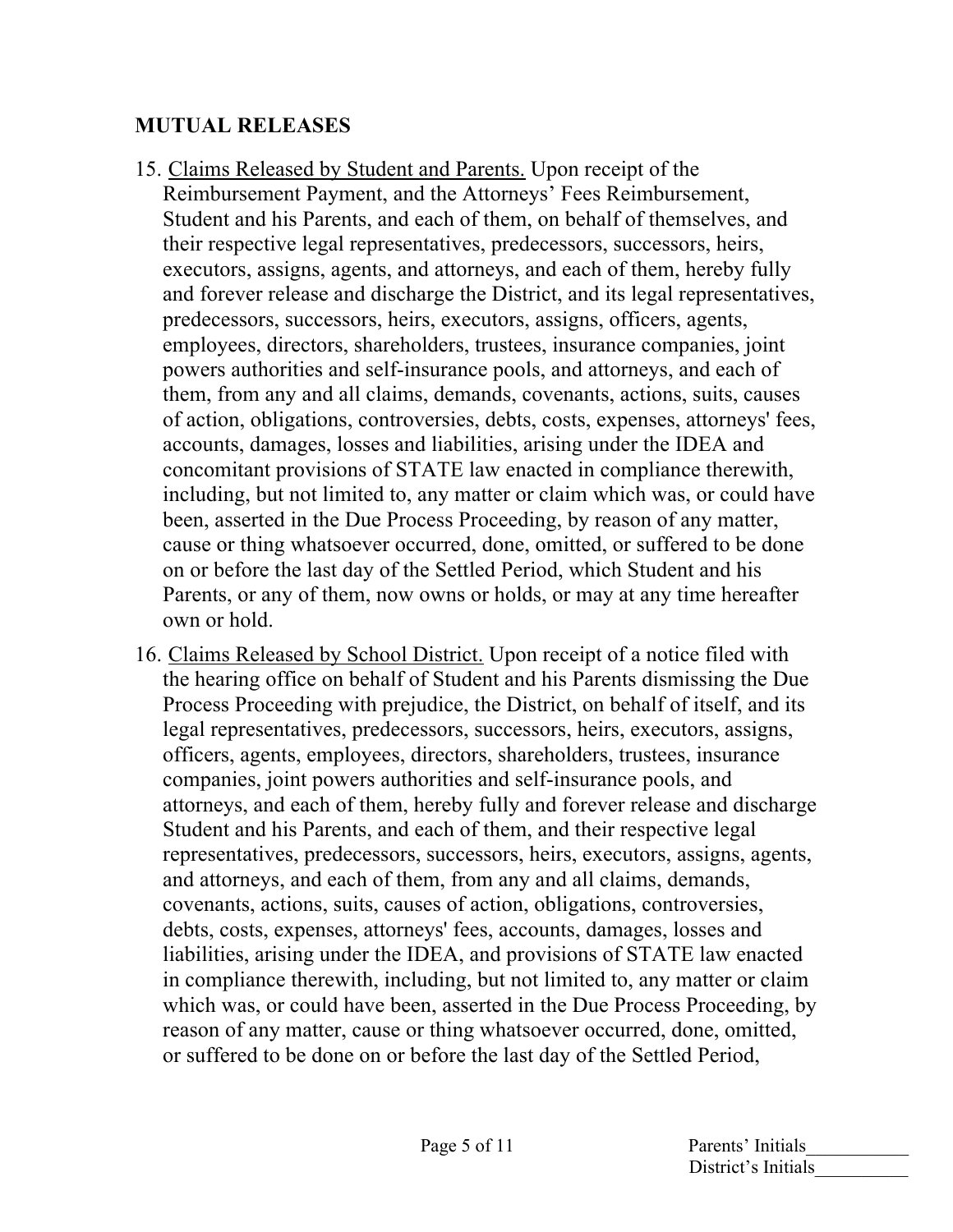## MUTUAL RELEASES

15. Claims Released by Student and Parents. Upon receipt of the Reimbursement Payment, and the Attorneys' Fees Reimbursement, Student and his Parents, and each of them, on behalf of themselves, and their respective legal representatives, predecessors, successors, heirs, executors, assigns, agents, and attorneys, and each of them, hereby fully and forever release and discharge the District, and its legal representatives, predecessors, successors, heirs, executors, assigns, officers, agents, employees, directors, shareholders, trustees, insurance companies, joint powers authorities and self-insurance pools, and attorneys, and each of them, from any and all claims, demands, covenants, actions, suits, causes of action, obligations, controversies, debts, costs, expenses, attorneys' fees, accounts, damages, losses and liabilities, arising under the IDEA and concomitant provisions of STATE law enacted in compliance therewith, including, but not limited to, any matter or claim which was, or could have been, asserted in the Due Process Proceeding, by reason of any matter, cause or thing whatsoever occurred, done, omitted, or suffered to be done on or before the last day of the Settled Period, which Student and his Parents, or any of them, now owns or holds, or may at any time hereafter own or hold.

16. Claims Released by School District. Upon receipt of a notice filed with the hearing office on behalf of Student and his Parents dismissing the Due Process Proceeding with prejudice, the District, on behalf of itself, and its legal representatives, predecessors, successors, heirs, executors, assigns, officers, agents, employees, directors, shareholders, trustees, insurance companies, joint powers authorities and self-insurance pools, and attorneys, and each of them, hereby fully and forever release and discharge Student and his Parents, and each of them, and their respective legal representatives, predecessors, successors, heirs, executors, assigns, agents, and attorneys, and each of them, from any and all claims, demands, covenants, actions, suits, causes of action, obligations, controversies, debts, costs, expenses, attorneys' fees, accounts, damages, losses and liabilities, arising under the IDEA, and provisions of STATE law enacted in compliance therewith, including, but not limited to, any matter or claim which was, or could have been, asserted in the Due Process Proceeding, by reason of any matter, cause or thing whatsoever occurred, done, omitted, or suffered to be done on or before the last day of the Settled Period,

Parents' Initials___________
District's Initials__________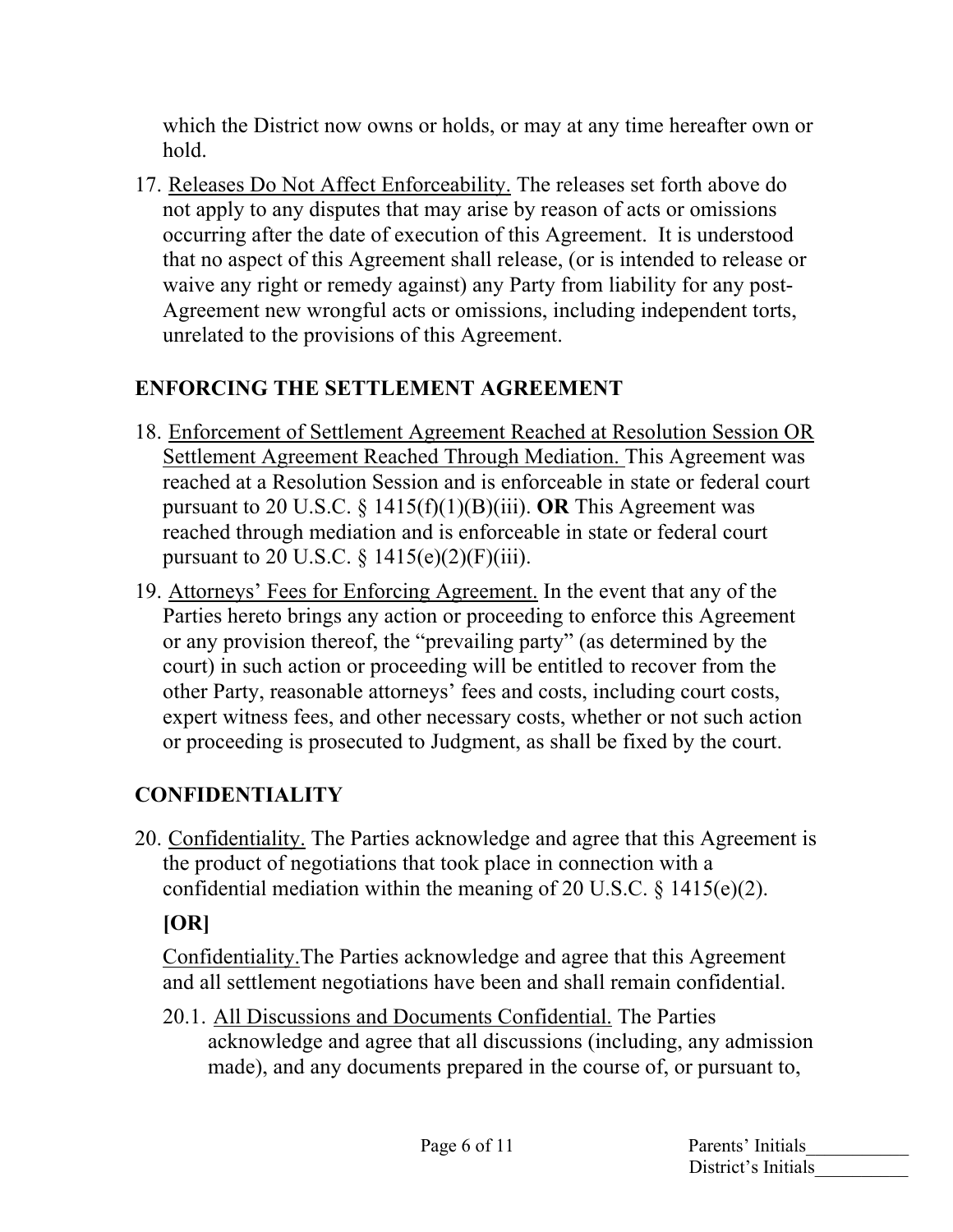which the District now owns or holds, or may at any time hereafter own or hold.

17. <u>Releases Do Not Affect Enforceability.</u> The releases set forth above do not apply to any disputes that may arise by reason of acts or omissions occurring after the date of execution of this Agreement. It is understood that no aspect of this Agreement shall release, (or is intended to release or waive any right or remedy against) any Party from liability for any post-Agreement new wrongful acts or omissions, including independent torts, unrelated to the provisions of this Agreement.

## ENFORCING THE SETTLEMENT AGREEMENT

18. <u>Enforcement of Settlement Agreement Reached at Resolution Session OR Settlement Agreement Reached Through Mediation.</u> This Agreement was reached at a Resolution Session and is enforceable in state or federal court pursuant to 20 U.S.C. § 1415(f)(1)(B)(iii). **OR** This Agreement was reached through mediation and is enforceable in state or federal court pursuant to 20 U.S.C. § 1415(e)(2)(F)(iii).

19. <u>Attorneys' Fees for Enforcing Agreement.</u> In the event that any of the Parties hereto brings any action or proceeding to enforce this Agreement or any provision thereof, the "prevailing party" (as determined by the court) in such action or proceeding will be entitled to recover from the other Party, reasonable attorneys' fees and costs, including court costs, expert witness fees, and other necessary costs, whether or not such action or proceeding is prosecuted to Judgment, as shall be fixed by the court.

## CONFIDENTIALITY

20. <u>Confidentiality.</u> The Parties acknowledge and agree that this Agreement is the product of negotiations that took place in connection with a confidential mediation within the meaning of 20 U.S.C. § 1415(e)(2).

    **[OR]**

    <u>Confidentiality.</u>The Parties acknowledge and agree that this Agreement and all settlement negotiations have been and shall remain confidential.

    20.1. <u>All Discussions and Documents Confidential.</u> The Parties acknowledge and agree that all discussions (including, any admission made), and any documents prepared in the course of, or pursuant to,

Parents' Initials\_\_\_\_\_\_\_\_\_\_\_
District's Initials\_\_\_\_\_\_\_\_\_\_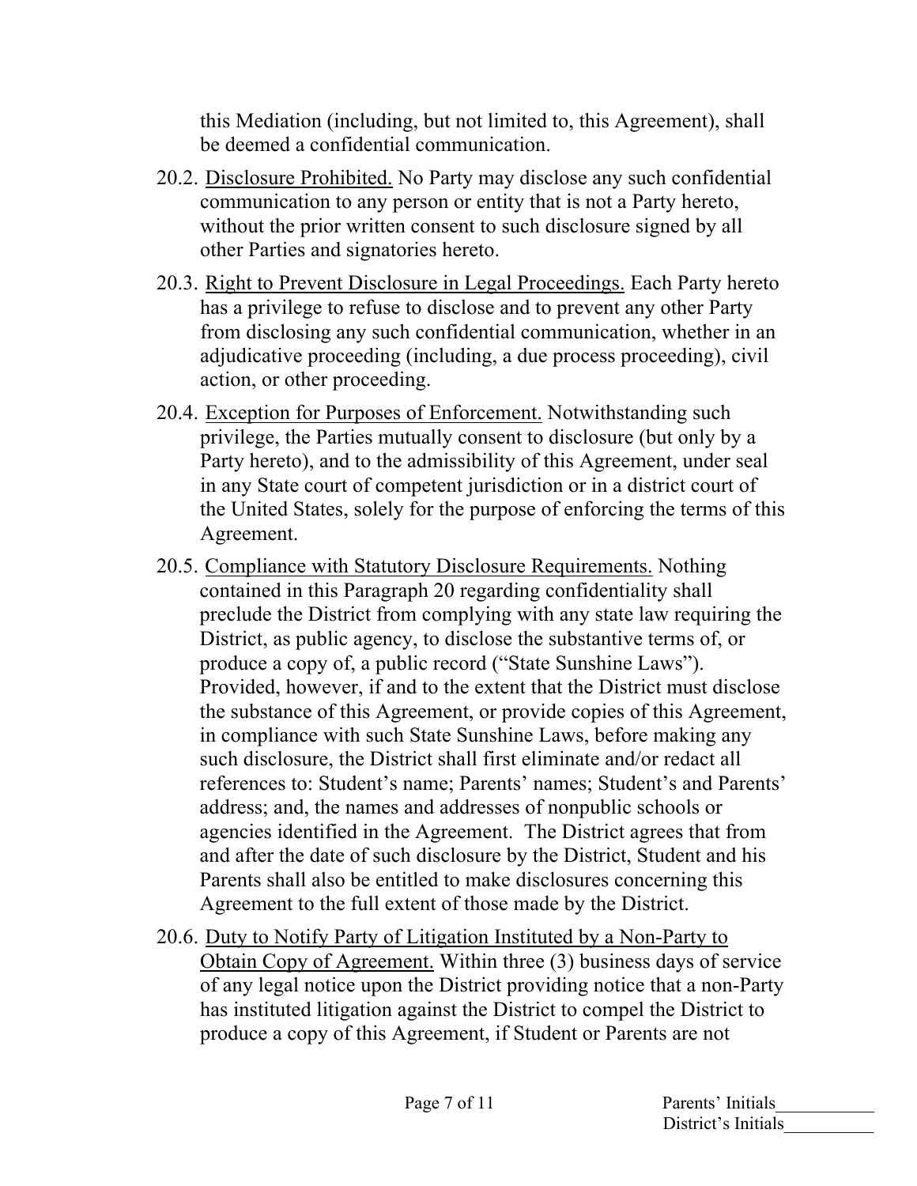this Mediation (including, but not limited to, this Agreement), shall be deemed a confidential communication.

20.2. <u>Disclosure Prohibited.</u> No Party may disclose any such confidential communication to any person or entity that is not a Party hereto, without the prior written consent to such disclosure signed by all other Parties and signatories hereto.

20.3. <u>Right to Prevent Disclosure in Legal Proceedings.</u> Each Party hereto has a privilege to refuse to disclose and to prevent any other Party from disclosing any such confidential communication, whether in an adjudicative proceeding (including, a due process proceeding), civil action, or other proceeding.

20.4. <u>Exception for Purposes of Enforcement.</u> Notwithstanding such privilege, the Parties mutually consent to disclosure (but only by a Party hereto), and to the admissibility of this Agreement, under seal in any State court of competent jurisdiction or in a district court of the United States, solely for the purpose of enforcing the terms of this Agreement.

20.5. <u>Compliance with Statutory Disclosure Requirements.</u> Nothing contained in this Paragraph 20 regarding confidentiality shall preclude the District from complying with any state law requiring the District, as public agency, to disclose the substantive terms of, or produce a copy of, a public record ("State Sunshine Laws"). Provided, however, if and to the extent that the District must disclose the substance of this Agreement, or provide copies of this Agreement, in compliance with such State Sunshine Laws, before making any such disclosure, the District shall first eliminate and/or redact all references to: Student's name; Parents' names; Student's and Parents' address; and, the names and addresses of nonpublic schools or agencies identified in the Agreement. The District agrees that from and after the date of such disclosure by the District, Student and his Parents shall also be entitled to make disclosures concerning this Agreement to the full extent of those made by the District.

20.6. <u>Duty to Notify Party of Litigation Instituted by a Non-Party to Obtain Copy of Agreement.</u> Within three (3) business days of service of any legal notice upon the District providing notice that a non-Party has instituted litigation against the District to compel the District to produce a copy of this Agreement, if Student or Parents are not

Parents' Initials___________
District's Initials__________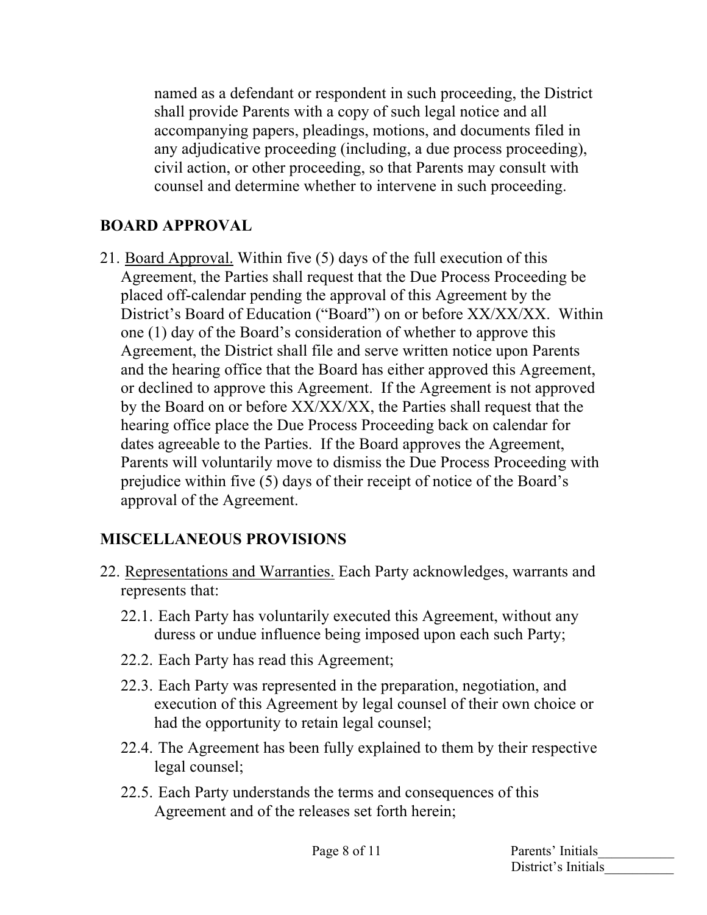named as a defendant or respondent in such proceeding, the District shall provide Parents with a copy of such legal notice and all accompanying papers, pleadings, motions, and documents filed in any adjudicative proceeding (including, a due process proceeding), civil action, or other proceeding, so that Parents may consult with counsel and determine whether to intervene in such proceeding.

## BOARD APPROVAL

21. Board Approval. Within five (5) days of the full execution of this Agreement, the Parties shall request that the Due Process Proceeding be placed off-calendar pending the approval of this Agreement by the District's Board of Education ("Board") on or before XX/XX/XX. Within one (1) day of the Board's consideration of whether to approve this Agreement, the District shall file and serve written notice upon Parents and the hearing office that the Board has either approved this Agreement, or declined to approve this Agreement. If the Agreement is not approved by the Board on or before XX/XX/XX, the Parties shall request that the hearing office place the Due Process Proceeding back on calendar for dates agreeable to the Parties. If the Board approves the Agreement, Parents will voluntarily move to dismiss the Due Process Proceeding with prejudice within five (5) days of their receipt of notice of the Board's approval of the Agreement.

## MISCELLANEOUS PROVISIONS

22. Representations and Warranties. Each Party acknowledges, warrants and represents that:
    - 22.1. Each Party has voluntarily executed this Agreement, without any duress or undue influence being imposed upon each such Party;
    - 22.2. Each Party has read this Agreement;
    - 22.3. Each Party was represented in the preparation, negotiation, and execution of this Agreement by legal counsel of their own choice or had the opportunity to retain legal counsel;
    - 22.4. The Agreement has been fully explained to them by their respective legal counsel;
    - 22.5. Each Party understands the terms and consequences of this Agreement and of the releases set forth herein;

Parents' Initials___________
District's Initials__________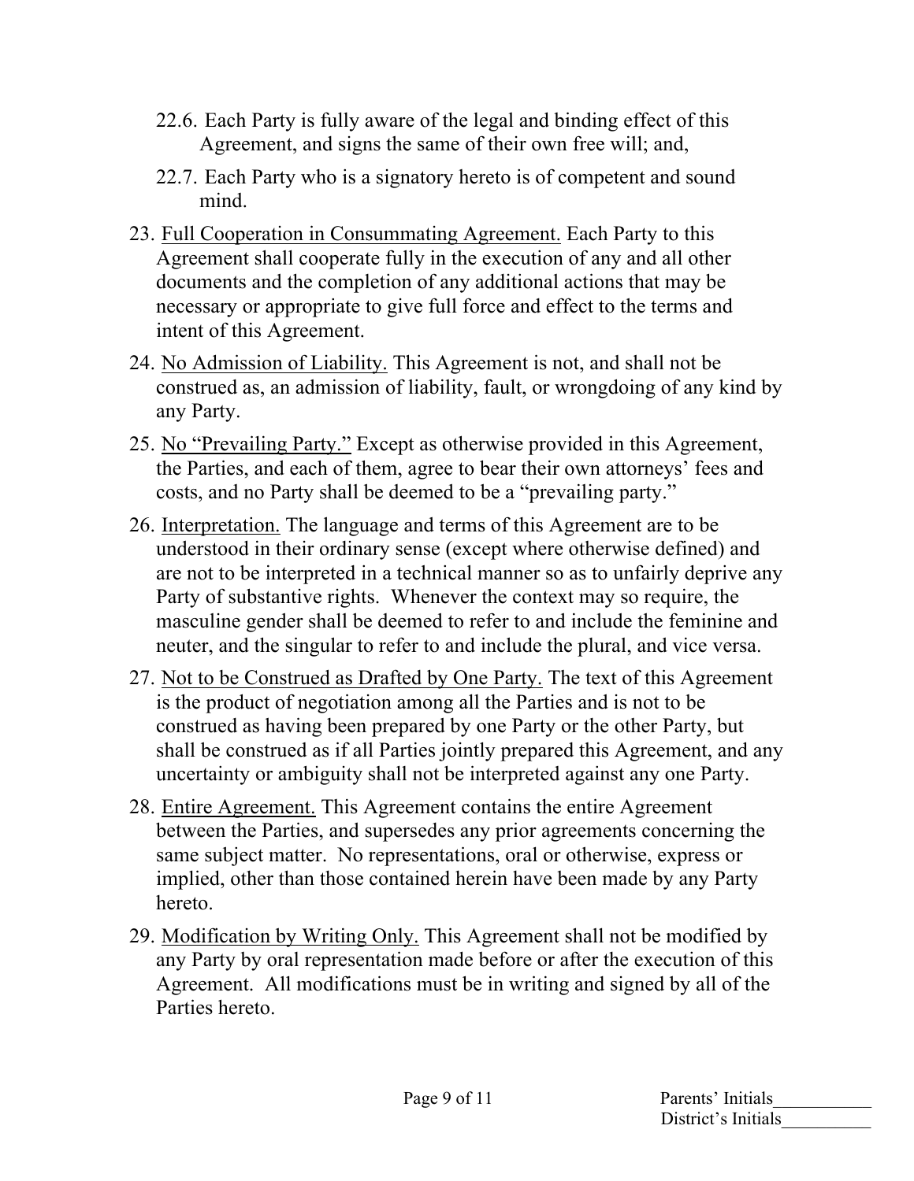22.6. Each Party is fully aware of the legal and binding effect of this Agreement, and signs the same of their own free will; and,

22.7. Each Party who is a signatory hereto is of competent and sound mind.

23. Full Cooperation in Consummating Agreement. Each Party to this Agreement shall cooperate fully in the execution of any and all other documents and the completion of any additional actions that may be necessary or appropriate to give full force and effect to the terms and intent of this Agreement.

24. No Admission of Liability. This Agreement is not, and shall not be construed as, an admission of liability, fault, or wrongdoing of any kind by any Party.

25. No "Prevailing Party." Except as otherwise provided in this Agreement, the Parties, and each of them, agree to bear their own attorneys' fees and costs, and no Party shall be deemed to be a "prevailing party."

26. Interpretation. The language and terms of this Agreement are to be understood in their ordinary sense (except where otherwise defined) and are not to be interpreted in a technical manner so as to unfairly deprive any Party of substantive rights. Whenever the context may so require, the masculine gender shall be deemed to refer to and include the feminine and neuter, and the singular to refer to and include the plural, and vice versa.

27. Not to be Construed as Drafted by One Party. The text of this Agreement is the product of negotiation among all the Parties and is not to be construed as having been prepared by one Party or the other Party, but shall be construed as if all Parties jointly prepared this Agreement, and any uncertainty or ambiguity shall not be interpreted against any one Party.

28. Entire Agreement. This Agreement contains the entire Agreement between the Parties, and supersedes any prior agreements concerning the same subject matter. No representations, oral or otherwise, express or implied, other than those contained herein have been made by any Party hereto.

29. Modification by Writing Only. This Agreement shall not be modified by any Party by oral representation made before or after the execution of this Agreement. All modifications must be in writing and signed by all of the Parties hereto.

Parents' Initials___________
District's Initials__________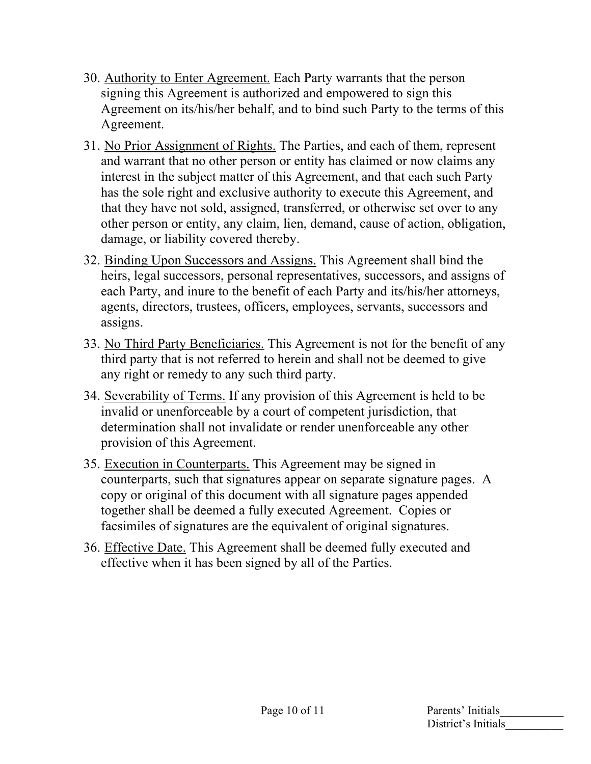30. Authority to Enter Agreement. Each Party warrants that the person signing this Agreement is authorized and empowered to sign this Agreement on its/his/her behalf, and to bind such Party to the terms of this Agreement.

31. No Prior Assignment of Rights. The Parties, and each of them, represent and warrant that no other person or entity has claimed or now claims any interest in the subject matter of this Agreement, and that each such Party has the sole right and exclusive authority to execute this Agreement, and that they have not sold, assigned, transferred, or otherwise set over to any other person or entity, any claim, lien, demand, cause of action, obligation, damage, or liability covered thereby.

32. Binding Upon Successors and Assigns. This Agreement shall bind the heirs, legal successors, personal representatives, successors, and assigns of each Party, and inure to the benefit of each Party and its/his/her attorneys, agents, directors, trustees, officers, employees, servants, successors and assigns.

33. No Third Party Beneficiaries. This Agreement is not for the benefit of any third party that is not referred to herein and shall not be deemed to give any right or remedy to any such third party.

34. Severability of Terms. If any provision of this Agreement is held to be invalid or unenforceable by a court of competent jurisdiction, that determination shall not invalidate or render unenforceable any other provision of this Agreement.

35. Execution in Counterparts. This Agreement may be signed in counterparts, such that signatures appear on separate signature pages. A copy or original of this document with all signature pages appended together shall be deemed a fully executed Agreement. Copies or facsimiles of signatures are the equivalent of original signatures.

36. Effective Date. This Agreement shall be deemed fully executed and effective when it has been signed by all of the Parties.

Parents' Initials___________
District's Initials__________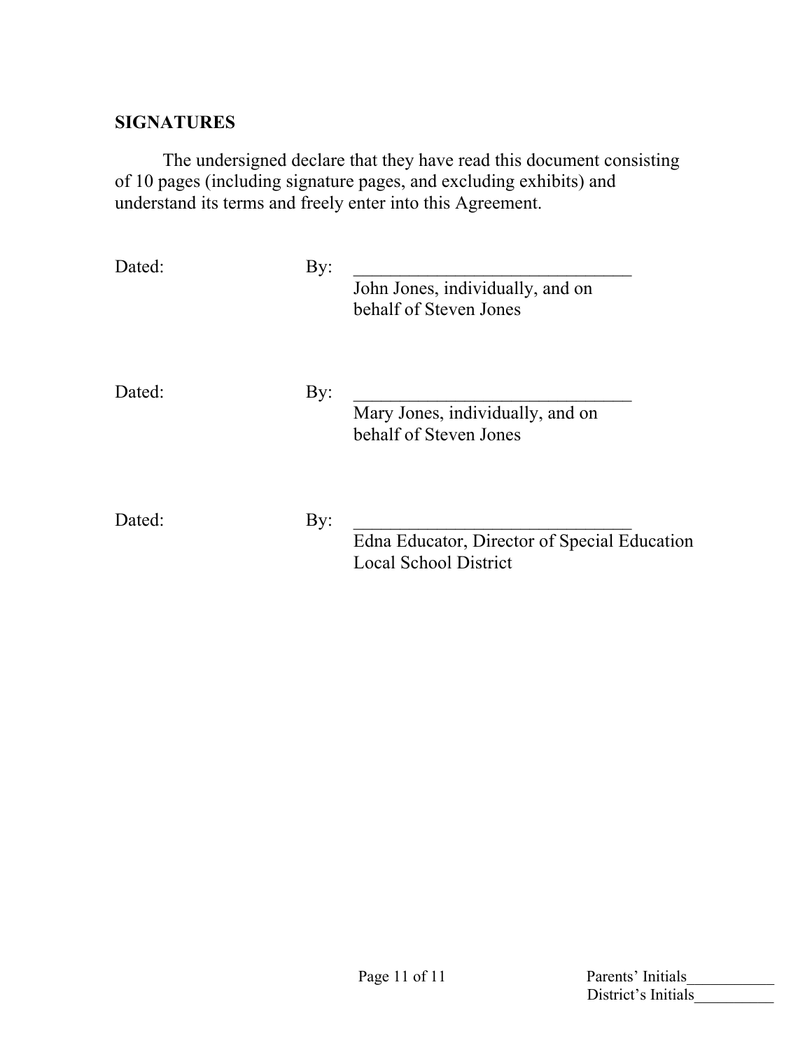**SIGNATURES**

The undersigned declare that they have read this document consisting of 10 pages (including signature pages, and excluding exhibits) and understand its terms and freely enter into this Agreement.

Dated: By: ______________________________
John Jones, individually, and on behalf of Steven Jones

Dated: By: ______________________________
Mary Jones, individually, and on behalf of Steven Jones

Dated: By: ______________________________
Edna Educator, Director of Special Education
Local School District

Parents' Initials___________
District's Initials__________